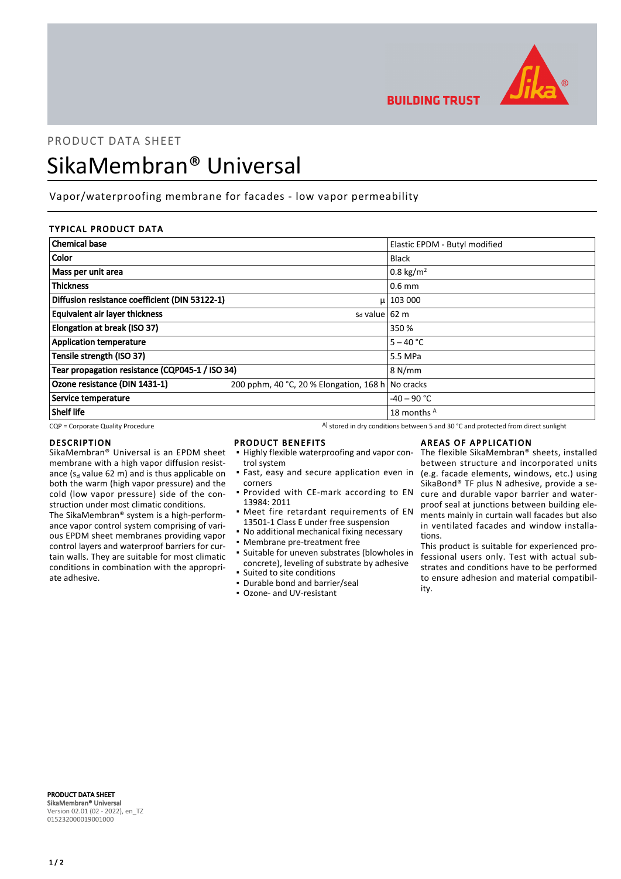PRODUCT DATA SHEET

# SikaMembran® Universal

Vapor/waterproofing membrane for facades - low vapor permeability

## TYPICAL PRODUCT DATA

| Property | Condition | Value |
|---|---|---|
| **Chemical base** | | Elastic EPDM - Butyl modified |
| **Color** | | Black |
| **Mass per unit area** | | 0.8 kg/m² |
| **Thickness** | | 0.6 mm |
| **Diffusion resistance coefficient (DIN 53122-1)** | μ | 103 000 |
| **Equivalent air layer thickness** | $s_d$ value | 62 m |
| **Elongation at break (ISO 37)** | | 350 % |
| **Application temperature** | | 5 – 40 °C |
| **Tensile strength (ISO 37)** | | 5.5 MPa |
| **Tear propagation resistance (CQP045-1 / ISO 34)** | | 8 N/mm |
| **Ozone resistance (DIN 1431-1)** | 200 pphm, 40 °C, 20 % Elongation, 168 h | No cracks |
| **Service temperature** | | -40 – 90 °C |
| **Shelf life** | | 18 months [A] |

CQP = Corporate Quality Procedure

[A] stored in dry conditions between 5 and 30 °C and protected from direct sunlight

## DESCRIPTION

SikaMembran® Universal is an EPDM sheet membrane with a high vapor diffusion resistance ($s_d$ value 62 m) and is thus applicable on both the warm (high vapor pressure) and the cold (low vapor pressure) side of the construction under most climatic conditions.

The SikaMembran® system is a high-performance vapor control system comprising of various EPDM sheet membranes providing vapor control layers and waterproof barriers for curtain walls. They are suitable for most climatic conditions in combination with the appropriate adhesive.

## PRODUCT BENEFITS

- Highly flexible waterproofing and vapor control system
- Fast, easy and secure application even in corners
- Provided with CE-mark according to EN 13984: 2011
- Meet fire retardant requirements of EN 13501-1 Class E under free suspension
- No additional mechanical fixing necessary
- Membrane pre-treatment free
- Suitable for uneven substrates (blowholes in concrete), leveling of substrate by adhesive
- Suited to site conditions
- Durable bond and barrier/seal
- Ozone- and UV-resistant

## AREAS OF APPLICATION

The flexible SikaMembran® sheets, installed between structure and incorporated units (e.g. facade elements, windows, etc.) using SikaBond® TF plus N adhesive, provide a secure and durable vapor barrier and waterproof seal at junctions between building elements mainly in curtain wall facades but also in ventilated facades and window installations.

This product is suitable for experienced professional users only. Test with actual substrates and conditions have to be performed to ensure adhesion and material compatibility.

**PRODUCT DATA SHEET**
**SikaMembran® Universal**
Version 02.01 (02 - 2022), en_TZ
015232000019001000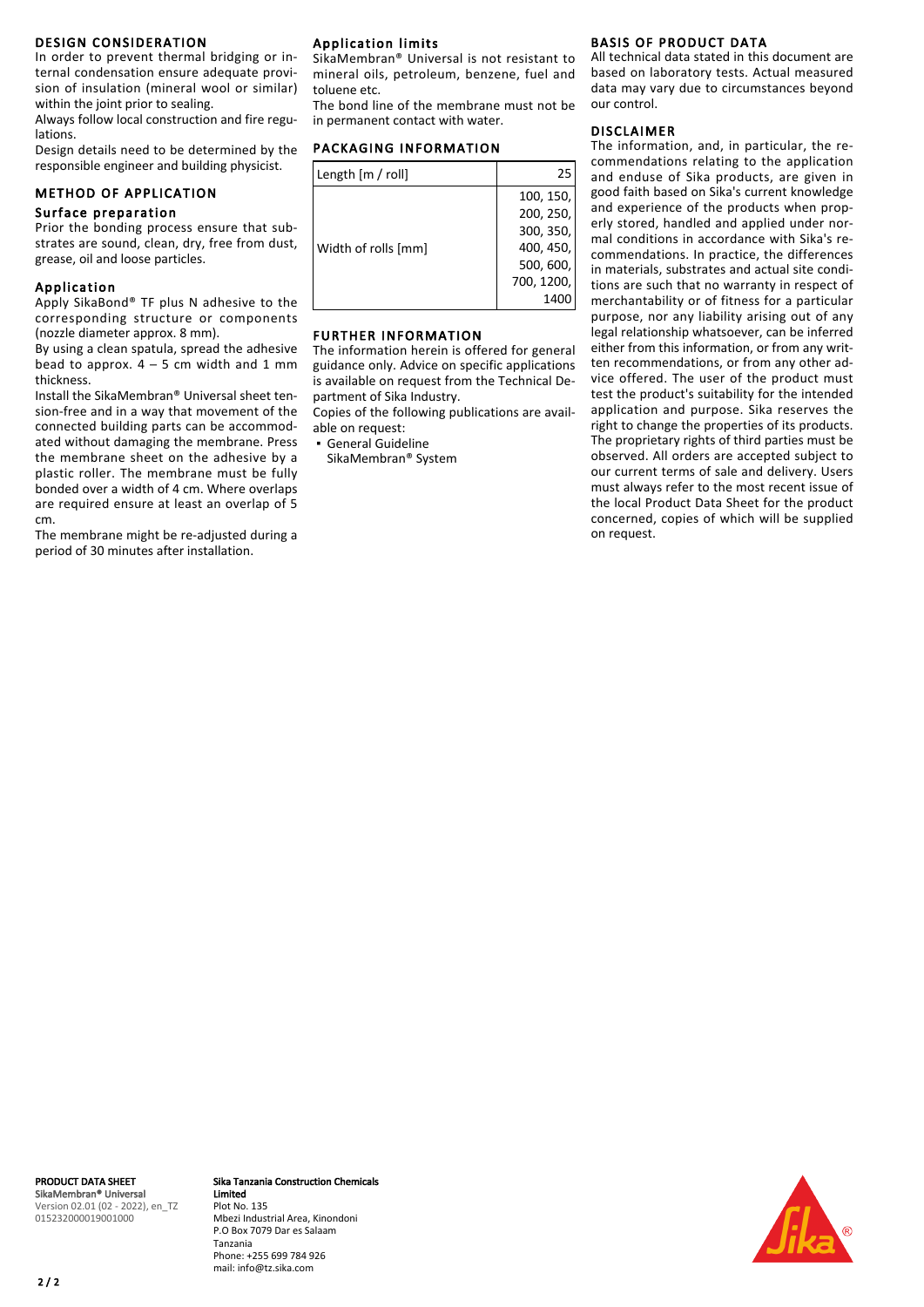## DESIGN CONSIDERATION

In order to prevent thermal bridging or internal condensation ensure adequate provision of insulation (mineral wool or similar) within the joint prior to sealing.

Always follow local construction and fire regulations.

Design details need to be determined by the responsible engineer and building physicist.

## METHOD OF APPLICATION

### Surface preparation

Prior the bonding process ensure that substrates are sound, clean, dry, free from dust, grease, oil and loose particles.

### Application

Apply SikaBond® TF plus N adhesive to the corresponding structure or components (nozzle diameter approx. 8 mm).

By using a clean spatula, spread the adhesive bead to approx. 4 – 5 cm width and 1 mm thickness.

Install the SikaMembran® Universal sheet tension-free and in a way that movement of the connected building parts can be accommodated without damaging the membrane. Press the membrane sheet on the adhesive by a plastic roller. The membrane must be fully bonded over a width of 4 cm. Where overlaps are required ensure at least an overlap of 5 cm.

The membrane might be re-adjusted during a period of 30 minutes after installation.

### Application limits

SikaMembran® Universal is not resistant to mineral oils, petroleum, benzene, fuel and toluene etc.

The bond line of the membrane must not be in permanent contact with water.

## PACKAGING INFORMATION

| | |
|---|---|
| Length [m / roll] | 25 |
| Width of rolls [mm] | 100, 150, 200, 250, 300, 350, 400, 450, 500, 600, 700, 1200, 1400 |

## FURTHER INFORMATION

The information herein is offered for general guidance only. Advice on specific applications is available on request from the Technical Department of Sika Industry.

Copies of the following publications are available on request:

- General Guideline SikaMembran® System

## BASIS OF PRODUCT DATA

All technical data stated in this document are based on laboratory tests. Actual measured data may vary due to circumstances beyond our control.

## DISCLAIMER

The information, and, in particular, the recommendations relating to the application and enduse of Sika products, are given in good faith based on Sika's current knowledge and experience of the products when properly stored, handled and applied under normal conditions in accordance with Sika's recommendations. In practice, the differences in materials, substrates and actual site conditions are such that no warranty in respect of merchantability or of fitness for a particular purpose, nor any liability arising out of any legal relationship whatsoever, can be inferred either from this information, or from any written recommendations, or from any other advice offered. The user of the product must test the product's suitability for the intended application and purpose. Sika reserves the right to change the properties of its products. The proprietary rights of third parties must be observed. All orders are accepted subject to our current terms of sale and delivery. Users must always refer to the most recent issue of the local Product Data Sheet for the product concerned, copies of which will be supplied on request.

**PRODUCT DATA SHEET**
**SikaMembran® Universal**
Version 02.01 (02 - 2022), en_TZ
015232000019001000

**Sika Tanzania Construction Chemicals Limited**
Plot No. 135
Mbezi Industrial Area, Kinondoni
P.O Box 7079 Dar es Salaam
Tanzania
Phone: +255 699 784 926
mail: info@tz.sika.com